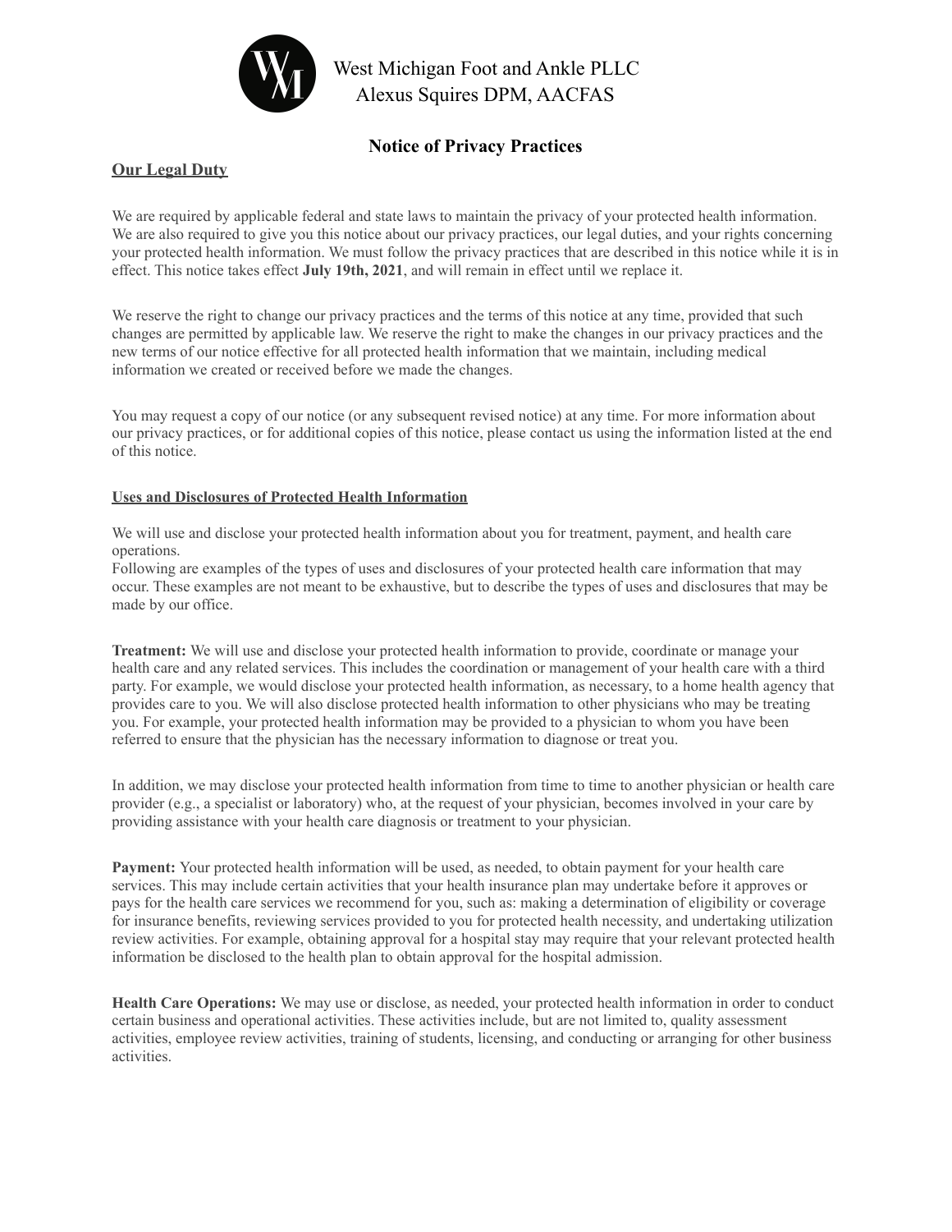West Michigan Foot and Ankle PLLC
Alexus Squires DPM, AACFAS

# Notice of Privacy Practices

## Our Legal Duty

We are required by applicable federal and state laws to maintain the privacy of your protected health information. We are also required to give you this notice about our privacy practices, our legal duties, and your rights concerning your protected health information. We must follow the privacy practices that are described in this notice while it is in effect. This notice takes effect **July 19th, 2021**, and will remain in effect until we replace it.

We reserve the right to change our privacy practices and the terms of this notice at any time, provided that such changes are permitted by applicable law. We reserve the right to make the changes in our privacy practices and the new terms of our notice effective for all protected health information that we maintain, including medical information we created or received before we made the changes.

You may request a copy of our notice (or any subsequent revised notice) at any time. For more information about our privacy practices, or for additional copies of this notice, please contact us using the information listed at the end of this notice.

### Uses and Disclosures of Protected Health Information

We will use and disclose your protected health information about you for treatment, payment, and health care operations.
Following are examples of the types of uses and disclosures of your protected health care information that may occur. These examples are not meant to be exhaustive, but to describe the types of uses and disclosures that may be made by our office.

**Treatment:** We will use and disclose your protected health information to provide, coordinate or manage your health care and any related services. This includes the coordination or management of your health care with a third party. For example, we would disclose your protected health information, as necessary, to a home health agency that provides care to you. We will also disclose protected health information to other physicians who may be treating you. For example, your protected health information may be provided to a physician to whom you have been referred to ensure that the physician has the necessary information to diagnose or treat you.

In addition, we may disclose your protected health information from time to time to another physician or health care provider (e.g., a specialist or laboratory) who, at the request of your physician, becomes involved in your care by providing assistance with your health care diagnosis or treatment to your physician.

**Payment:** Your protected health information will be used, as needed, to obtain payment for your health care services. This may include certain activities that your health insurance plan may undertake before it approves or pays for the health care services we recommend for you, such as: making a determination of eligibility or coverage for insurance benefits, reviewing services provided to you for protected health necessity, and undertaking utilization review activities. For example, obtaining approval for a hospital stay may require that your relevant protected health information be disclosed to the health plan to obtain approval for the hospital admission.

**Health Care Operations:** We may use or disclose, as needed, your protected health information in order to conduct certain business and operational activities. These activities include, but are not limited to, quality assessment activities, employee review activities, training of students, licensing, and conducting or arranging for other business activities.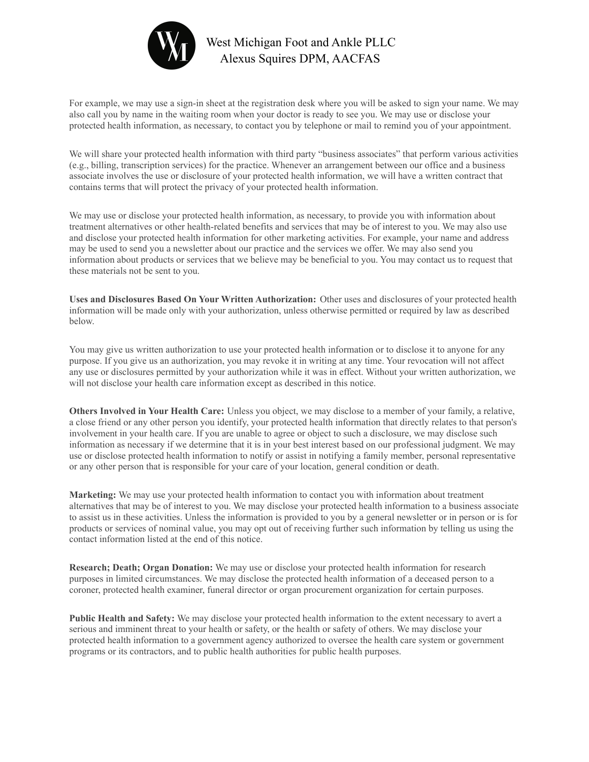For example, we may use a sign-in sheet at the registration desk where you will be asked to sign your name. We may also call you by name in the waiting room when your doctor is ready to see you. We may use or disclose your protected health information, as necessary, to contact you by telephone or mail to remind you of your appointment.

We will share your protected health information with third party "business associates" that perform various activities (e.g., billing, transcription services) for the practice. Whenever an arrangement between our office and a business associate involves the use or disclosure of your protected health information, we will have a written contract that contains terms that will protect the privacy of your protected health information.

We may use or disclose your protected health information, as necessary, to provide you with information about treatment alternatives or other health-related benefits and services that may be of interest to you. We may also use and disclose your protected health information for other marketing activities. For example, your name and address may be used to send you a newsletter about our practice and the services we offer. We may also send you information about products or services that we believe may be beneficial to you. You may contact us to request that these materials not be sent to you.

**Uses and Disclosures Based On Your Written Authorization:** Other uses and disclosures of your protected health information will be made only with your authorization, unless otherwise permitted or required by law as described below.

You may give us written authorization to use your protected health information or to disclose it to anyone for any purpose. If you give us an authorization, you may revoke it in writing at any time. Your revocation will not affect any use or disclosures permitted by your authorization while it was in effect. Without your written authorization, we will not disclose your health care information except as described in this notice.

**Others Involved in Your Health Care:** Unless you object, we may disclose to a member of your family, a relative, a close friend or any other person you identify, your protected health information that directly relates to that person's involvement in your health care. If you are unable to agree or object to such a disclosure, we may disclose such information as necessary if we determine that it is in your best interest based on our professional judgment. We may use or disclose protected health information to notify or assist in notifying a family member, personal representative or any other person that is responsible for your care of your location, general condition or death.

**Marketing:** We may use your protected health information to contact you with information about treatment alternatives that may be of interest to you. We may disclose your protected health information to a business associate to assist us in these activities. Unless the information is provided to you by a general newsletter or in person or is for products or services of nominal value, you may opt out of receiving further such information by telling us using the contact information listed at the end of this notice.

**Research; Death; Organ Donation:** We may use or disclose your protected health information for research purposes in limited circumstances. We may disclose the protected health information of a deceased person to a coroner, protected health examiner, funeral director or organ procurement organization for certain purposes.

**Public Health and Safety:** We may disclose your protected health information to the extent necessary to avert a serious and imminent threat to your health or safety, or the health or safety of others. We may disclose your protected health information to a government agency authorized to oversee the health care system or government programs or its contractors, and to public health authorities for public health purposes.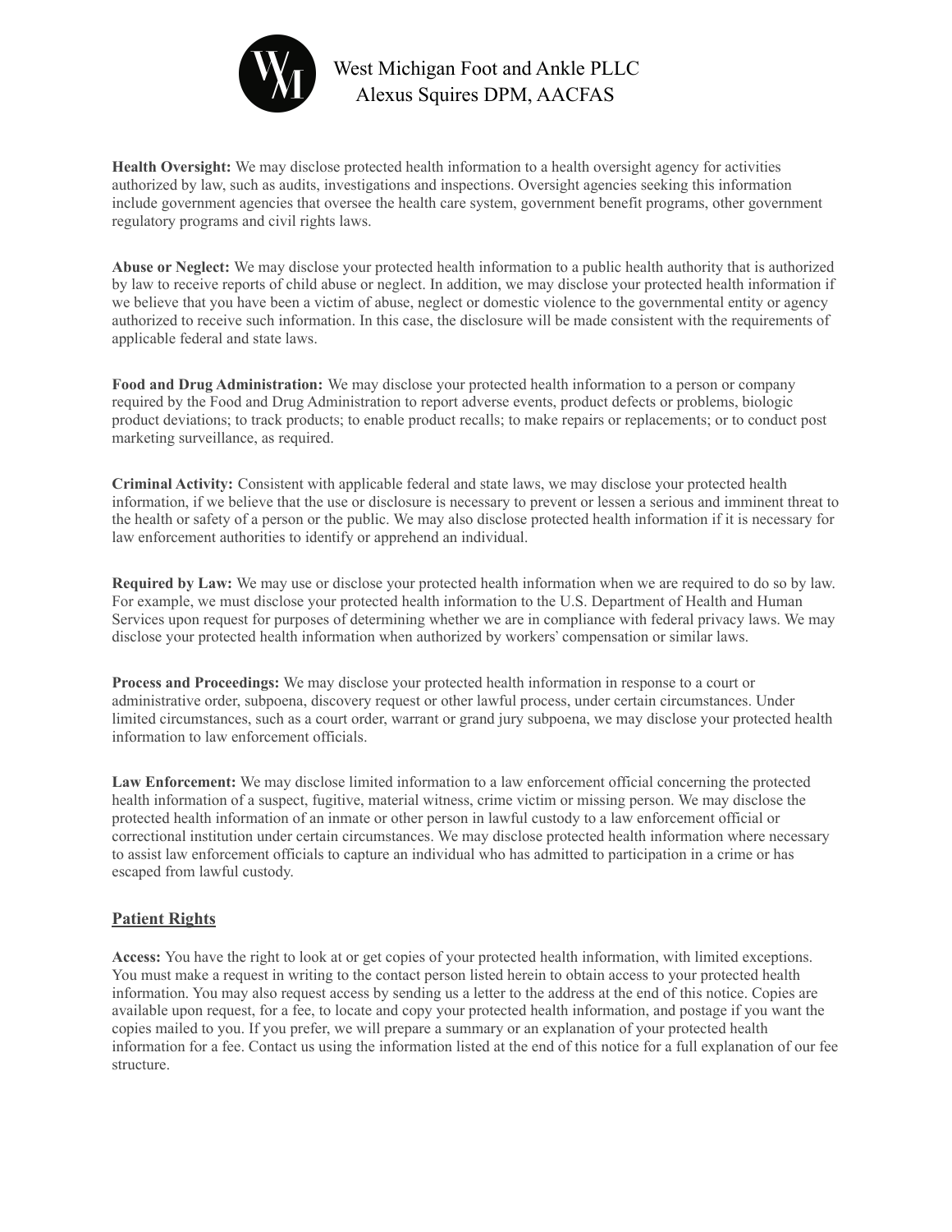**Health Oversight:** We may disclose protected health information to a health oversight agency for activities authorized by law, such as audits, investigations and inspections. Oversight agencies seeking this information include government agencies that oversee the health care system, government benefit programs, other government regulatory programs and civil rights laws.

**Abuse or Neglect:** We may disclose your protected health information to a public health authority that is authorized by law to receive reports of child abuse or neglect. In addition, we may disclose your protected health information if we believe that you have been a victim of abuse, neglect or domestic violence to the governmental entity or agency authorized to receive such information. In this case, the disclosure will be made consistent with the requirements of applicable federal and state laws.

**Food and Drug Administration:** We may disclose your protected health information to a person or company required by the Food and Drug Administration to report adverse events, product defects or problems, biologic product deviations; to track products; to enable product recalls; to make repairs or replacements; or to conduct post marketing surveillance, as required.

**Criminal Activity:** Consistent with applicable federal and state laws, we may disclose your protected health information, if we believe that the use or disclosure is necessary to prevent or lessen a serious and imminent threat to the health or safety of a person or the public. We may also disclose protected health information if it is necessary for law enforcement authorities to identify or apprehend an individual.

**Required by Law:** We may use or disclose your protected health information when we are required to do so by law. For example, we must disclose your protected health information to the U.S. Department of Health and Human Services upon request for purposes of determining whether we are in compliance with federal privacy laws. We may disclose your protected health information when authorized by workers' compensation or similar laws.

**Process and Proceedings:** We may disclose your protected health information in response to a court or administrative order, subpoena, discovery request or other lawful process, under certain circumstances. Under limited circumstances, such as a court order, warrant or grand jury subpoena, we may disclose your protected health information to law enforcement officials.

**Law Enforcement:** We may disclose limited information to a law enforcement official concerning the protected health information of a suspect, fugitive, material witness, crime victim or missing person. We may disclose the protected health information of an inmate or other person in lawful custody to a law enforcement official or correctional institution under certain circumstances. We may disclose protected health information where necessary to assist law enforcement officials to capture an individual who has admitted to participation in a crime or has escaped from lawful custody.

## Patient Rights

**Access:** You have the right to look at or get copies of your protected health information, with limited exceptions. You must make a request in writing to the contact person listed herein to obtain access to your protected health information. You may also request access by sending us a letter to the address at the end of this notice. Copies are available upon request, for a fee, to locate and copy your protected health information, and postage if you want the copies mailed to you. If you prefer, we will prepare a summary or an explanation of your protected health information for a fee. Contact us using the information listed at the end of this notice for a full explanation of our fee structure.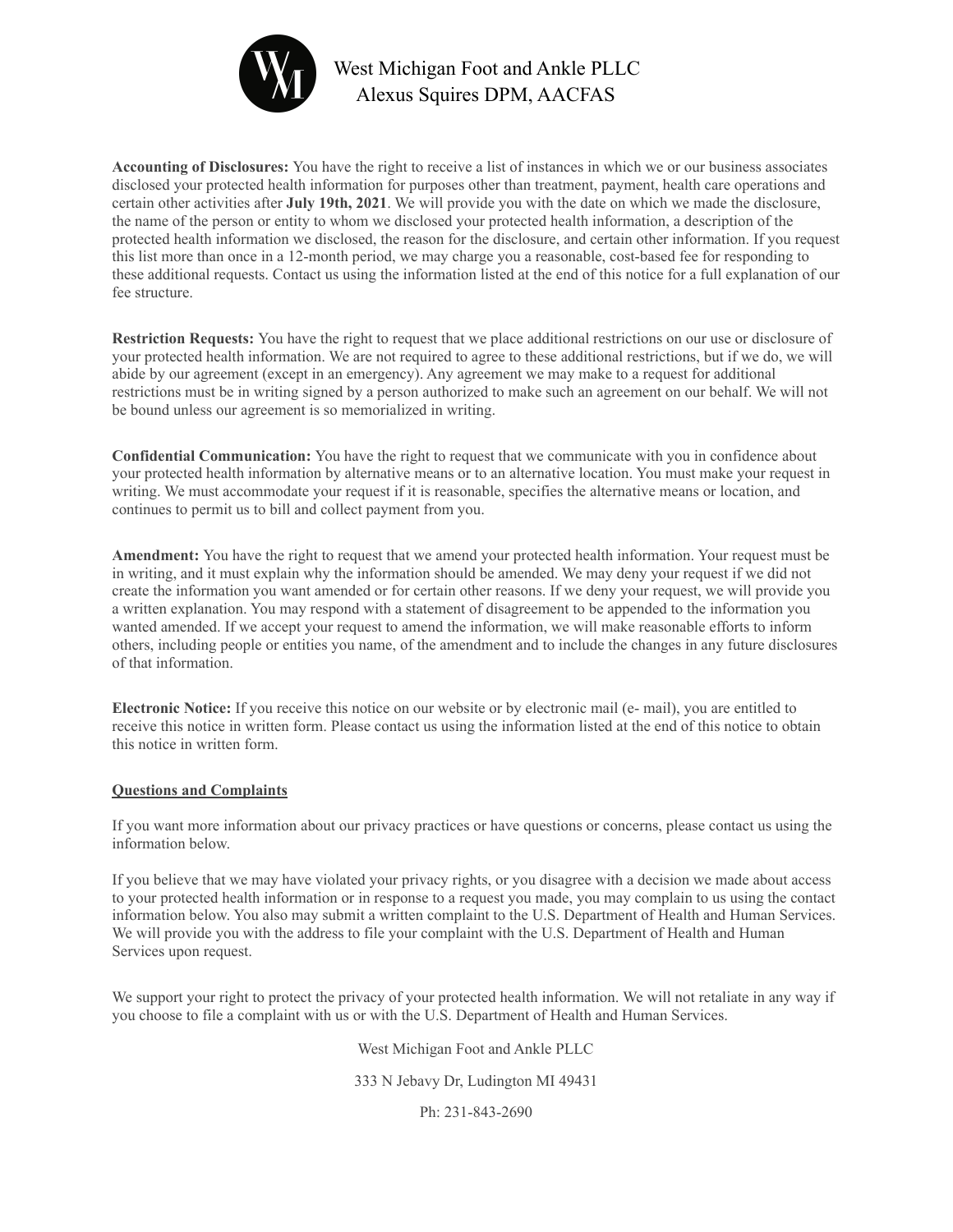**Accounting of Disclosures:** You have the right to receive a list of instances in which we or our business associates disclosed your protected health information for purposes other than treatment, payment, health care operations and certain other activities after **July 19th, 2021**. We will provide you with the date on which we made the disclosure, the name of the person or entity to whom we disclosed your protected health information, a description of the protected health information we disclosed, the reason for the disclosure, and certain other information. If you request this list more than once in a 12-month period, we may charge you a reasonable, cost-based fee for responding to these additional requests. Contact us using the information listed at the end of this notice for a full explanation of our fee structure.

**Restriction Requests:** You have the right to request that we place additional restrictions on our use or disclosure of your protected health information. We are not required to agree to these additional restrictions, but if we do, we will abide by our agreement (except in an emergency). Any agreement we may make to a request for additional restrictions must be in writing signed by a person authorized to make such an agreement on our behalf. We will not be bound unless our agreement is so memorialized in writing.

**Confidential Communication:** You have the right to request that we communicate with you in confidence about your protected health information by alternative means or to an alternative location. You must make your request in writing. We must accommodate your request if it is reasonable, specifies the alternative means or location, and continues to permit us to bill and collect payment from you.

**Amendment:** You have the right to request that we amend your protected health information. Your request must be in writing, and it must explain why the information should be amended. We may deny your request if we did not create the information you want amended or for certain other reasons. If we deny your request, we will provide you a written explanation. You may respond with a statement of disagreement to be appended to the information you wanted amended. If we accept your request to amend the information, we will make reasonable efforts to inform others, including people or entities you name, of the amendment and to include the changes in any future disclosures of that information.

**Electronic Notice:** If you receive this notice on our website or by electronic mail (e- mail), you are entitled to receive this notice in written form. Please contact us using the information listed at the end of this notice to obtain this notice in written form.

## Questions and Complaints

If you want more information about our privacy practices or have questions or concerns, please contact us using the information below.

If you believe that we may have violated your privacy rights, or you disagree with a decision we made about access to your protected health information or in response to a request you made, you may complain to us using the contact information below. You also may submit a written complaint to the U.S. Department of Health and Human Services. We will provide you with the address to file your complaint with the U.S. Department of Health and Human Services upon request.

We support your right to protect the privacy of your protected health information. We will not retaliate in any way if you choose to file a complaint with us or with the U.S. Department of Health and Human Services.

West Michigan Foot and Ankle PLLC

333 N Jebavy Dr, Ludington MI 49431

Ph: 231-843-2690